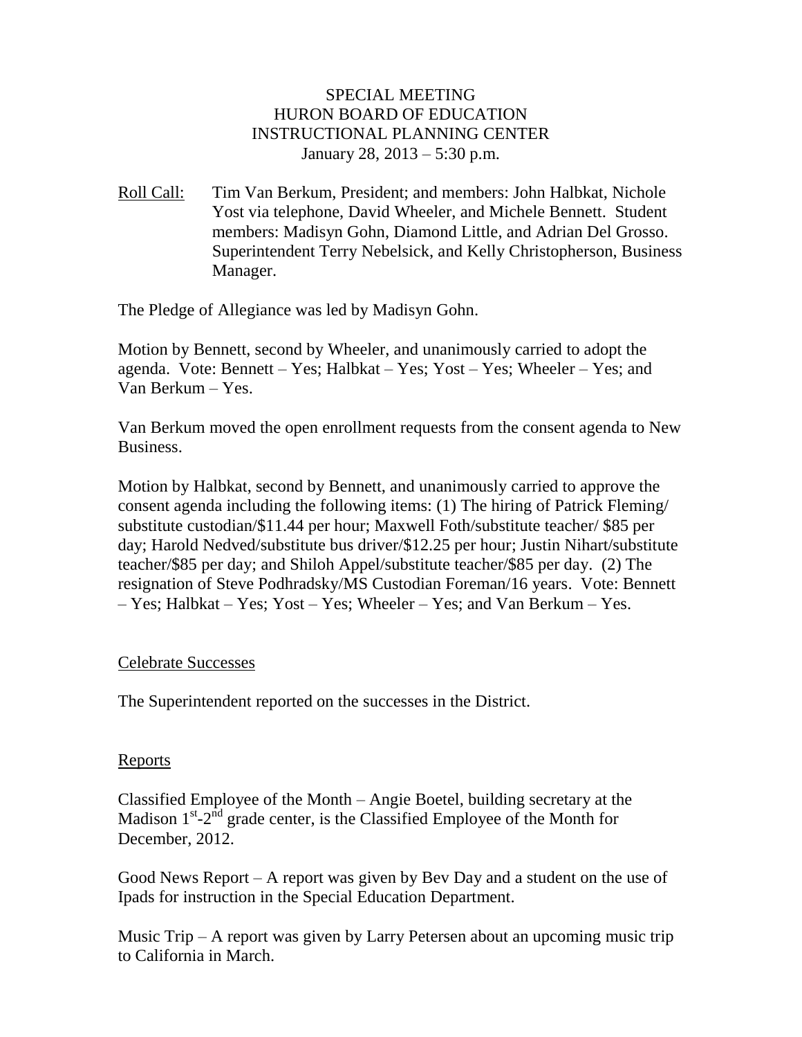# SPECIAL MEETING
# HURON BOARD OF EDUCATION
# INSTRUCTIONAL PLANNING CENTER
January 28, 2013 – 5:30 p.m.

Roll Call: Tim Van Berkum, President; and members: John Halbkat, Nichole Yost via telephone, David Wheeler, and Michele Bennett. Student members: Madisyn Gohn, Diamond Little, and Adrian Del Grosso. Superintendent Terry Nebelsick, and Kelly Christopherson, Business Manager.

The Pledge of Allegiance was led by Madisyn Gohn.

Motion by Bennett, second by Wheeler, and unanimously carried to adopt the agenda. Vote: Bennett – Yes; Halbkat – Yes; Yost – Yes; Wheeler – Yes; and Van Berkum – Yes.

Van Berkum moved the open enrollment requests from the consent agenda to New Business.

Motion by Halbkat, second by Bennett, and unanimously carried to approve the consent agenda including the following items: (1) The hiring of Patrick Fleming/ substitute custodian/$11.44 per hour; Maxwell Foth/substitute teacher/ $85 per day; Harold Nedved/substitute bus driver/$12.25 per hour; Justin Nihart/substitute teacher/$85 per day; and Shiloh Appel/substitute teacher/$85 per day. (2) The resignation of Steve Podhradsky/MS Custodian Foreman/16 years. Vote: Bennett – Yes; Halbkat – Yes; Yost – Yes; Wheeler – Yes; and Van Berkum – Yes.

## Celebrate Successes

The Superintendent reported on the successes in the District.

## Reports

Classified Employee of the Month – Angie Boetel, building secretary at the Madison 1st-2nd grade center, is the Classified Employee of the Month for December, 2012.

Good News Report – A report was given by Bev Day and a student on the use of Ipads for instruction in the Special Education Department.

Music Trip – A report was given by Larry Petersen about an upcoming music trip to California in March.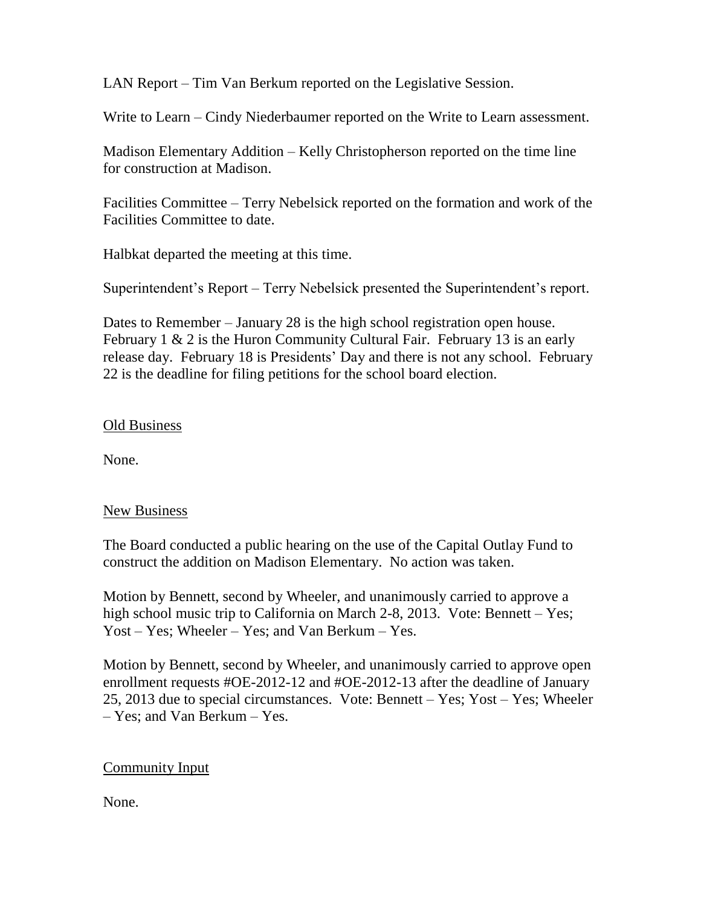LAN Report – Tim Van Berkum reported on the Legislative Session.

Write to Learn – Cindy Niederbaumer reported on the Write to Learn assessment.

Madison Elementary Addition – Kelly Christopherson reported on the time line for construction at Madison.

Facilities Committee – Terry Nebelsick reported on the formation and work of the Facilities Committee to date.

Halbkat departed the meeting at this time.

Superintendent's Report – Terry Nebelsick presented the Superintendent's report.

Dates to Remember – January 28 is the high school registration open house. February 1 & 2 is the Huron Community Cultural Fair. February 13 is an early release day. February 18 is Presidents' Day and there is not any school. February 22 is the deadline for filing petitions for the school board election.

Old Business

None.

New Business

The Board conducted a public hearing on the use of the Capital Outlay Fund to construct the addition on Madison Elementary. No action was taken.

Motion by Bennett, second by Wheeler, and unanimously carried to approve a high school music trip to California on March 2-8, 2013. Vote: Bennett – Yes; Yost – Yes; Wheeler – Yes; and Van Berkum – Yes.

Motion by Bennett, second by Wheeler, and unanimously carried to approve open enrollment requests #OE-2012-12 and #OE-2012-13 after the deadline of January 25, 2013 due to special circumstances. Vote: Bennett – Yes; Yost – Yes; Wheeler – Yes; and Van Berkum – Yes.

Community Input

None.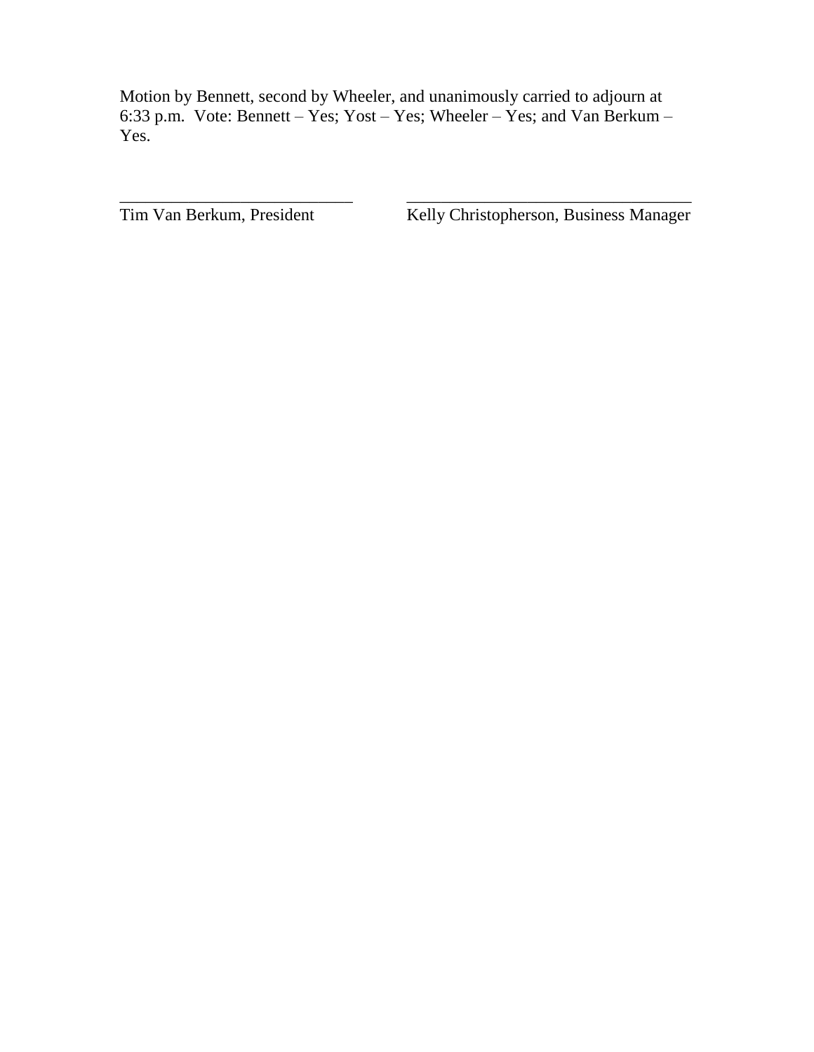Motion by Bennett, second by Wheeler, and unanimously carried to adjourn at 6:33 p.m. Vote: Bennett – Yes; Yost – Yes; Wheeler – Yes; and Van Berkum – Yes.

| | |
|---|---|
| ___________________________ | _________________________________ |
| Tim Van Berkum, President | Kelly Christopherson, Business Manager |